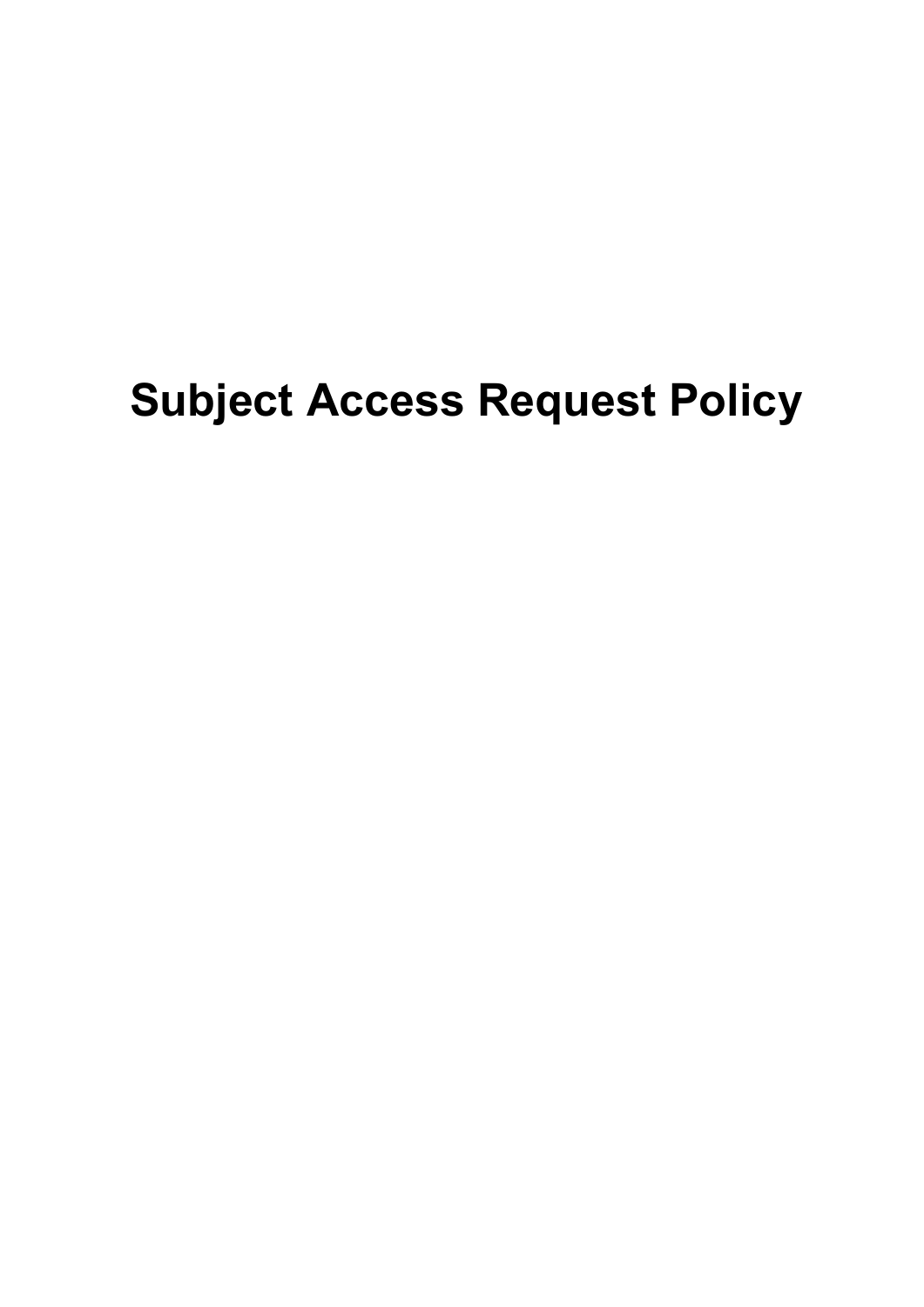# Subject Access Request Policy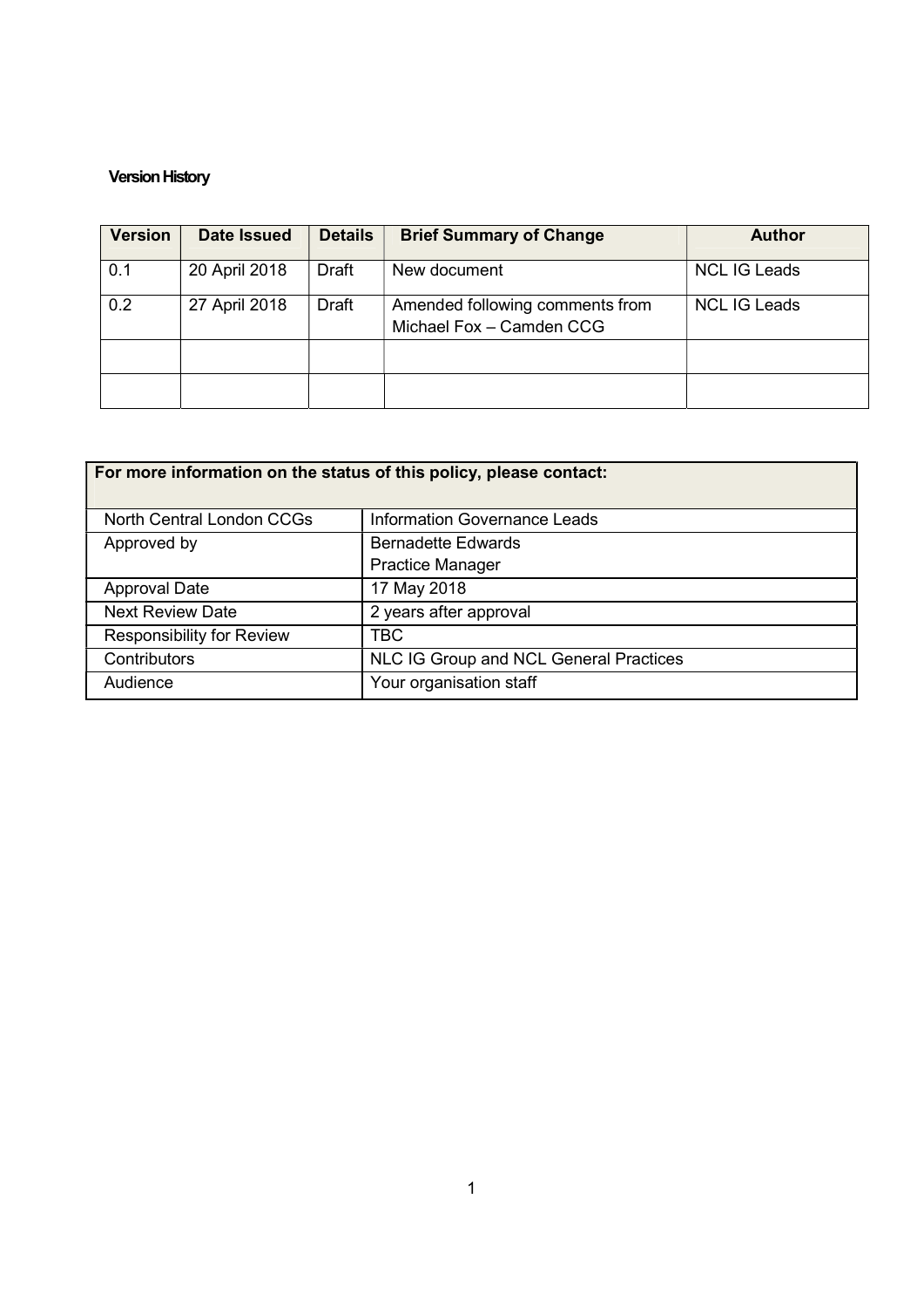**Version History**

| Version | Date Issued | Details | Brief Summary of Change | Author |
|---|---|---|---|---|
| 0.1 | 20 April 2018 | Draft | New document | NCL IG Leads |
| 0.2 | 27 April 2018 | Draft | Amended following comments from Michael Fox – Camden CCG | NCL IG Leads |
| | | | | |
| | | | | |

| **For more information on the status of this policy, please contact:** | |
|---|---|
| North Central London CCGs | Information Governance Leads |
| Approved by | Bernadette Edwards<br>Practice Manager |
| Approval Date | 17 May 2018 |
| Next Review Date | 2 years after approval |
| Responsibility for Review | TBC |
| Contributors | NLC IG Group and NCL General Practices |
| Audience | Your organisation staff |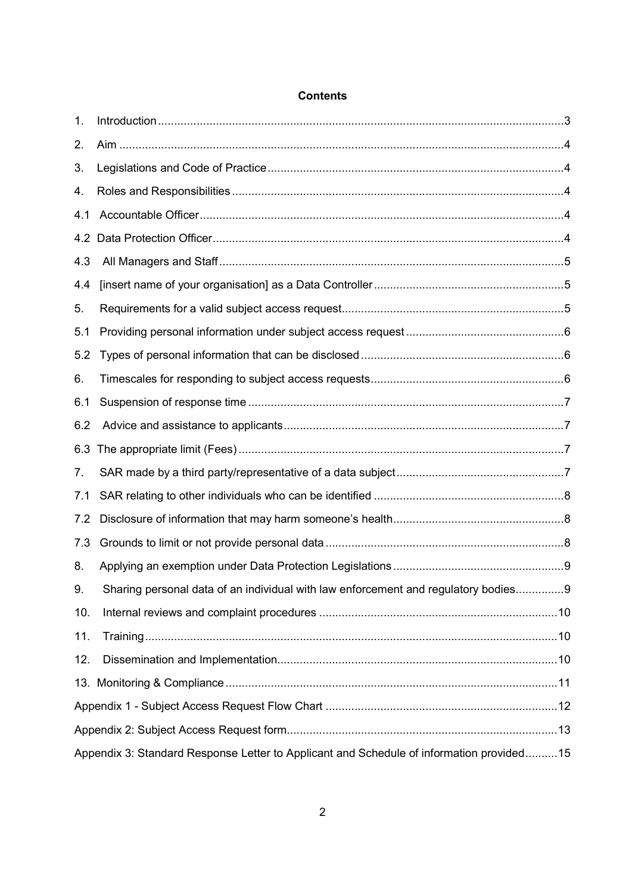**Contents**

1. Introduction....................................................................................................................3
2. Aim ..................................................................................................................................4
3. Legislations and Code of Practice...................................................................................4
4. Roles and Responsibilities...............................................................................................4
4.1 Accountable Officer.......................................................................................................4
4.2 Data Protection Officer..................................................................................................4
4.3 All Managers and Staff..................................................................................................5
4.4 [insert name of your organisation] as a Data Controller.................................................5
5. Requirements for a valid subject access request.............................................................5
5.1 Providing personal information under subject access request.......................................6
5.2 Types of personal information that can be disclosed.....................................................6
6. Timescales for responding to subject access requests.....................................................6
6.1 Suspension of response time.........................................................................................7
6.2 Advice and assistance to applicants...............................................................................7
6.3 The appropriate limit (Fees)...........................................................................................7
7. SAR made by a third party/representative of a data subject..............................................7
7.1 SAR relating to other individuals who can be identified..................................................8
7.2 Disclosure of information that may harm someone's health............................................8
7.3 Grounds to limit or not provide personal data.................................................................8
8. Applying an exemption under Data Protection Legislations...............................................9
9. Sharing personal data of an individual with law enforcement and regulatory bodies...........9
10. Internal reviews and complaint procedures....................................................................10
11. Training........................................................................................................................10
12. Dissemination and Implementation................................................................................10
13. Monitoring & Compliance..............................................................................................11

Appendix 1 - Subject Access Request Flow Chart..............................................................12

Appendix 2: Subject Access Request form.........................................................................13

Appendix 3: Standard Response Letter to Applicant and Schedule of information provided..........15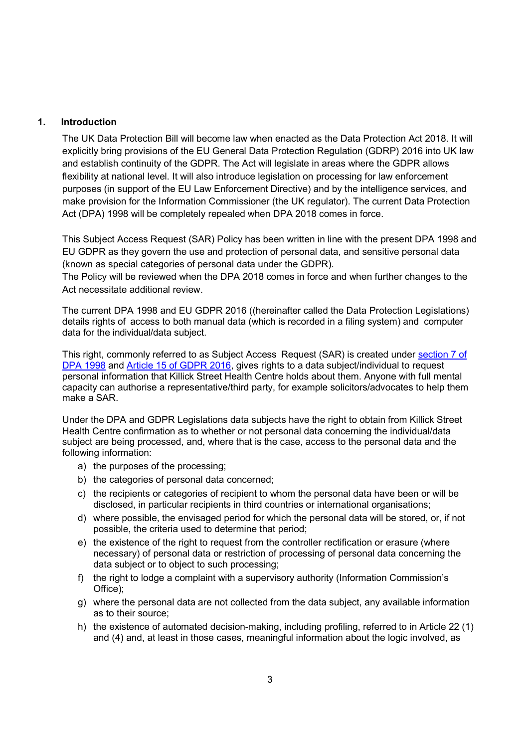## 1. Introduction

The UK Data Protection Bill will become law when enacted as the Data Protection Act 2018. It will explicitly bring provisions of the EU General Data Protection Regulation (GDRP) 2016 into UK law and establish continuity of the GDPR. The Act will legislate in areas where the GDPR allows flexibility at national level. It will also introduce legislation on processing for law enforcement purposes (in support of the EU Law Enforcement Directive) and by the intelligence services, and make provision for the Information Commissioner (the UK regulator). The current Data Protection Act (DPA) 1998 will be completely repealed when DPA 2018 comes in force.

This Subject Access Request (SAR) Policy has been written in line with the present DPA 1998 and EU GDPR as they govern the use and protection of personal data, and sensitive personal data (known as special categories of personal data under the GDPR).
The Policy will be reviewed when the DPA 2018 comes in force and when further changes to the Act necessitate additional review.

The current DPA 1998 and EU GDPR 2016 ((hereinafter called the Data Protection Legislations) details rights of access to both manual data (which is recorded in a filing system) and computer data for the individual/data subject.

This right, commonly referred to as Subject Access Request (SAR) is created under section 7 of DPA 1998 and Article 15 of GDPR 2016, gives rights to a data subject/individual to request personal information that Killick Street Health Centre holds about them. Anyone with full mental capacity can authorise a representative/third party, for example solicitors/advocates to help them make a SAR.

Under the DPA and GDPR Legislations data subjects have the right to obtain from Killick Street Health Centre confirmation as to whether or not personal data concerning the individual/data subject are being processed, and, where that is the case, access to the personal data and the following information:

a) the purposes of the processing;
b) the categories of personal data concerned;
c) the recipients or categories of recipient to whom the personal data have been or will be disclosed, in particular recipients in third countries or international organisations;
d) where possible, the envisaged period for which the personal data will be stored, or, if not possible, the criteria used to determine that period;
e) the existence of the right to request from the controller rectification or erasure (where necessary) of personal data or restriction of processing of personal data concerning the data subject or to object to such processing;
f) the right to lodge a complaint with a supervisory authority (Information Commission's Office);
g) where the personal data are not collected from the data subject, any available information as to their source;
h) the existence of automated decision-making, including profiling, referred to in Article 22 (1) and (4) and, at least in those cases, meaningful information about the logic involved, as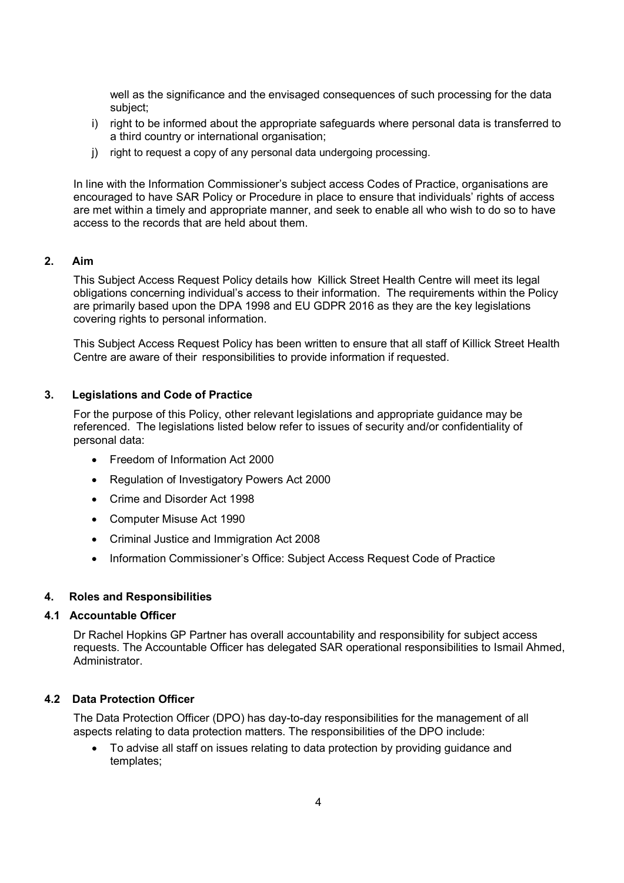well as the significance and the envisaged consequences of such processing for the data subject;

i) right to be informed about the appropriate safeguards where personal data is transferred to a third country or international organisation;

j) right to request a copy of any personal data undergoing processing.

In line with the Information Commissioner's subject access Codes of Practice, organisations are encouraged to have SAR Policy or Procedure in place to ensure that individuals' rights of access are met within a timely and appropriate manner, and seek to enable all who wish to do so to have access to the records that are held about them.

## 2. Aim

This Subject Access Request Policy details how Killick Street Health Centre will meet its legal obligations concerning individual's access to their information. The requirements within the Policy are primarily based upon the DPA 1998 and EU GDPR 2016 as they are the key legislations covering rights to personal information.

This Subject Access Request Policy has been written to ensure that all staff of Killick Street Health Centre are aware of their responsibilities to provide information if requested.

## 3. Legislations and Code of Practice

For the purpose of this Policy, other relevant legislations and appropriate guidance may be referenced. The legislations listed below refer to issues of security and/or confidentiality of personal data:

- Freedom of Information Act 2000
- Regulation of Investigatory Powers Act 2000
- Crime and Disorder Act 1998
- Computer Misuse Act 1990
- Criminal Justice and Immigration Act 2008
- Information Commissioner's Office: Subject Access Request Code of Practice

## 4. Roles and Responsibilities

### 4.1 Accountable Officer

Dr Rachel Hopkins GP Partner has overall accountability and responsibility for subject access requests. The Accountable Officer has delegated SAR operational responsibilities to Ismail Ahmed, Administrator.

### 4.2 Data Protection Officer

The Data Protection Officer (DPO) has day-to-day responsibilities for the management of all aspects relating to data protection matters. The responsibilities of the DPO include:

- To advise all staff on issues relating to data protection by providing guidance and templates;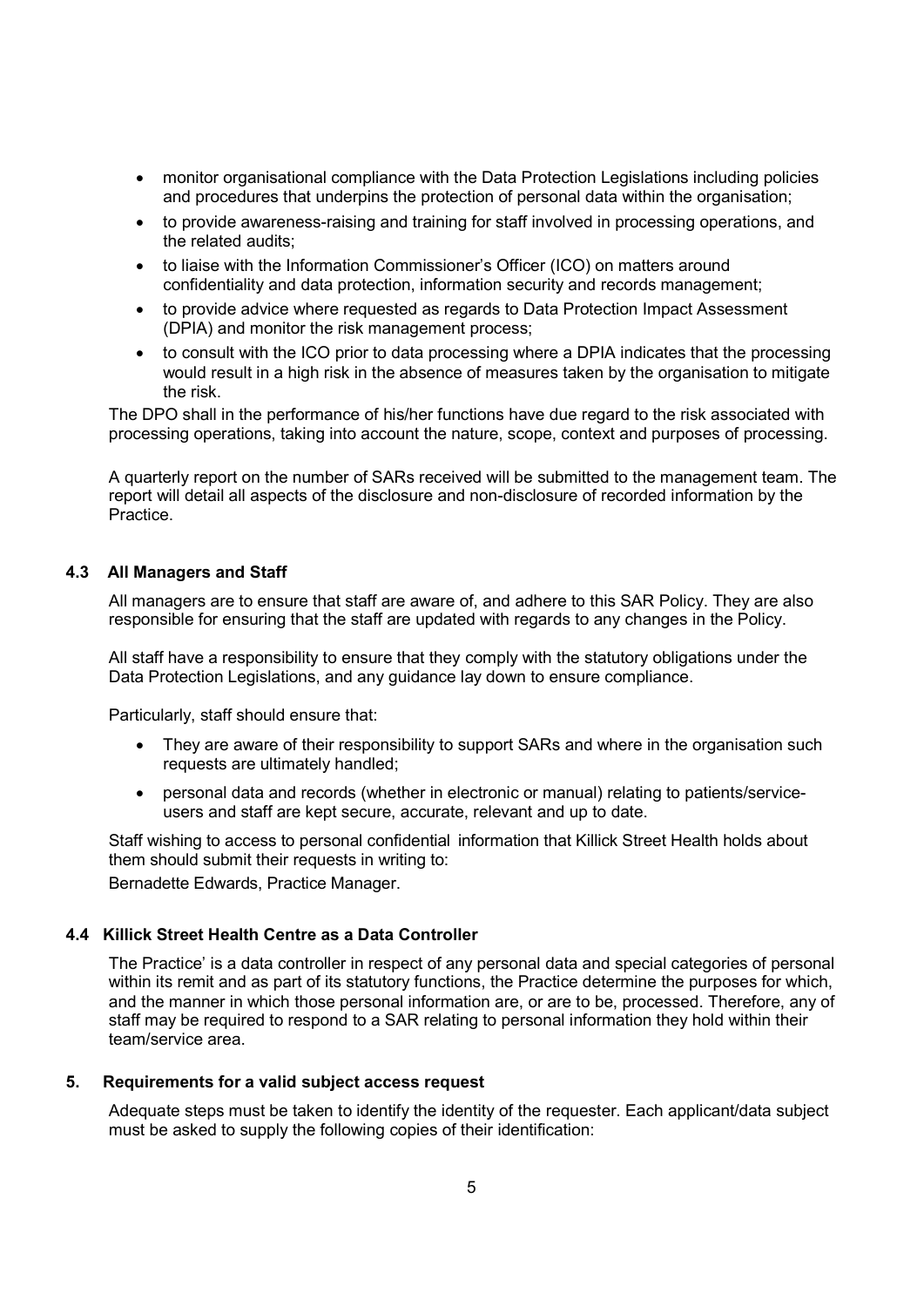- monitor organisational compliance with the Data Protection Legislations including policies and procedures that underpins the protection of personal data within the organisation;
- to provide awareness-raising and training for staff involved in processing operations, and the related audits;
- to liaise with the Information Commissioner's Officer (ICO) on matters around confidentiality and data protection, information security and records management;
- to provide advice where requested as regards to Data Protection Impact Assessment (DPIA) and monitor the risk management process;
- to consult with the ICO prior to data processing where a DPIA indicates that the processing would result in a high risk in the absence of measures taken by the organisation to mitigate the risk.

The DPO shall in the performance of his/her functions have due regard to the risk associated with processing operations, taking into account the nature, scope, context and purposes of processing.

A quarterly report on the number of SARs received will be submitted to the management team. The report will detail all aspects of the disclosure and non-disclosure of recorded information by the Practice.

### 4.3 All Managers and Staff

All managers are to ensure that staff are aware of, and adhere to this SAR Policy. They are also responsible for ensuring that the staff are updated with regards to any changes in the Policy.

All staff have a responsibility to ensure that they comply with the statutory obligations under the Data Protection Legislations, and any guidance lay down to ensure compliance.

Particularly, staff should ensure that:

- They are aware of their responsibility to support SARs and where in the organisation such requests are ultimately handled;
- personal data and records (whether in electronic or manual) relating to patients/service-users and staff are kept secure, accurate, relevant and up to date.

Staff wishing to access to personal confidential information that Killick Street Health holds about them should submit their requests in writing to:

Bernadette Edwards, Practice Manager.

### 4.4 Killick Street Health Centre as a Data Controller

The Practice' is a data controller in respect of any personal data and special categories of personal within its remit and as part of its statutory functions, the Practice determine the purposes for which, and the manner in which those personal information are, or are to be, processed. Therefore, any of staff may be required to respond to a SAR relating to personal information they hold within their team/service area.

## 5. Requirements for a valid subject access request

Adequate steps must be taken to identify the identity of the requester. Each applicant/data subject must be asked to supply the following copies of their identification: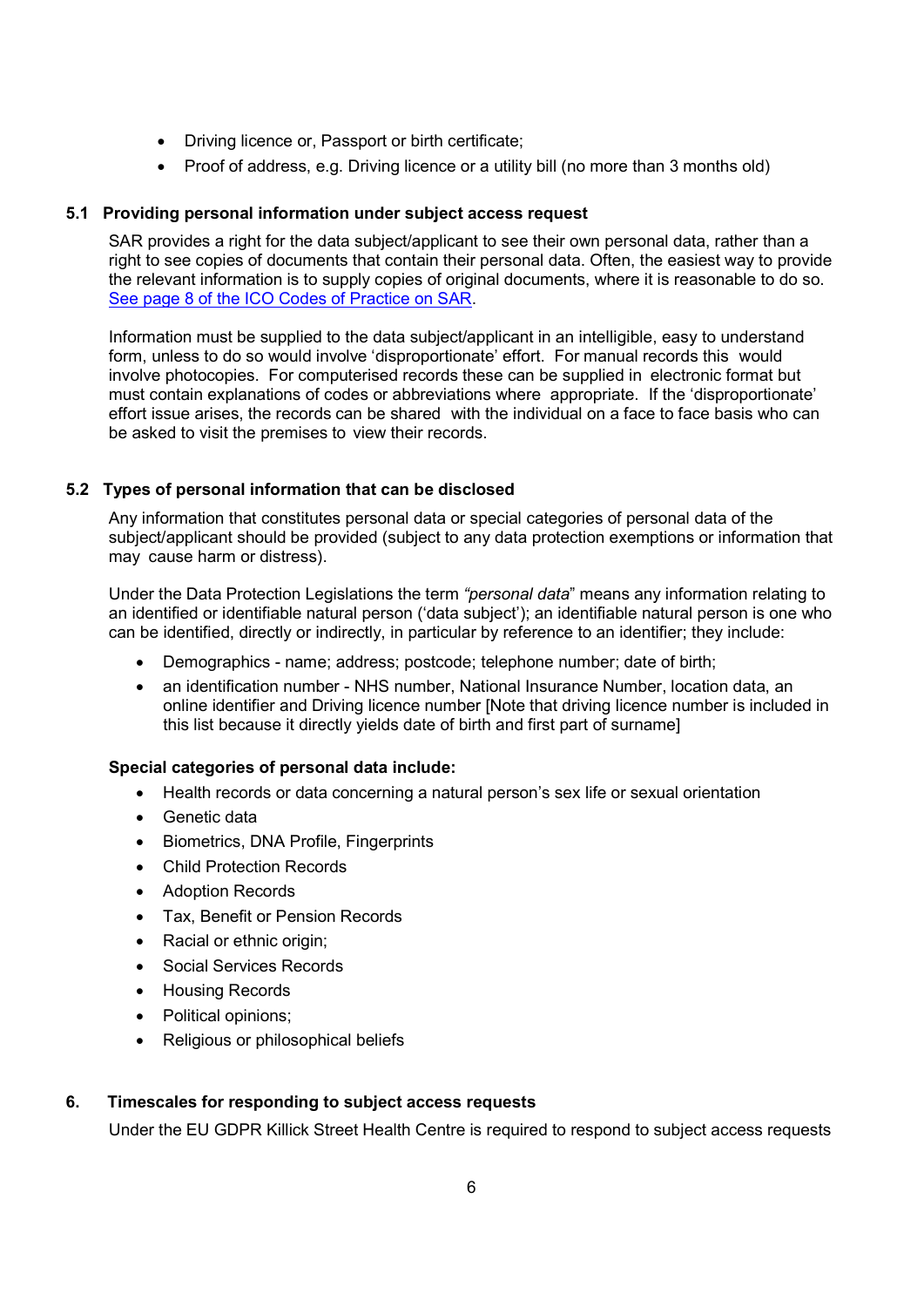- Driving licence or, Passport or birth certificate;
- Proof of address, e.g. Driving licence or a utility bill (no more than 3 months old)

### 5.1 Providing personal information under subject access request

SAR provides a right for the data subject/applicant to see their own personal data, rather than a right to see copies of documents that contain their personal data. Often, the easiest way to provide the relevant information is to supply copies of original documents, where it is reasonable to do so. [See page 8 of the ICO Codes of Practice on SAR](#).

Information must be supplied to the data subject/applicant in an intelligible, easy to understand form, unless to do so would involve 'disproportionate' effort. For manual records this would involve photocopies. For computerised records these can be supplied in electronic format but must contain explanations of codes or abbreviations where appropriate. If the 'disproportionate' effort issue arises, the records can be shared with the individual on a face to face basis who can be asked to visit the premises to view their records.

### 5.2 Types of personal information that can be disclosed

Any information that constitutes personal data or special categories of personal data of the subject/applicant should be provided (subject to any data protection exemptions or information that may cause harm or distress).

Under the Data Protection Legislations the term *"personal data*" means any information relating to an identified or identifiable natural person ('data subject'); an identifiable natural person is one who can be identified, directly or indirectly, in particular by reference to an identifier; they include:

- Demographics - name; address; postcode; telephone number; date of birth;
- an identification number - NHS number, National Insurance Number, location data, an online identifier and Driving licence number [Note that driving licence number is included in this list because it directly yields date of birth and first part of surname]

**Special categories of personal data include:**

- Health records or data concerning a natural person's sex life or sexual orientation
- Genetic data
- Biometrics, DNA Profile, Fingerprints
- Child Protection Records
- Adoption Records
- Tax, Benefit or Pension Records
- Racial or ethnic origin;
- Social Services Records
- Housing Records
- Political opinions;
- Religious or philosophical beliefs

## 6. Timescales for responding to subject access requests

Under the EU GDPR Killick Street Health Centre is required to respond to subject access requests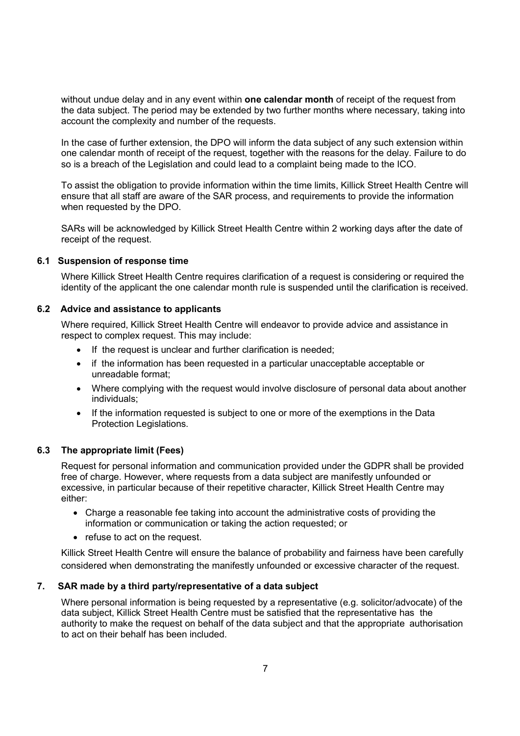without undue delay and in any event within **one calendar month** of receipt of the request from the data subject. The period may be extended by two further months where necessary, taking into account the complexity and number of the requests.

In the case of further extension, the DPO will inform the data subject of any such extension within one calendar month of receipt of the request, together with the reasons for the delay. Failure to do so is a breach of the Legislation and could lead to a complaint being made to the ICO.

To assist the obligation to provide information within the time limits, Killick Street Health Centre will ensure that all staff are aware of the SAR process, and requirements to provide the information when requested by the DPO.

SARs will be acknowledged by Killick Street Health Centre within 2 working days after the date of receipt of the request.

### 6.1 Suspension of response time

Where Killick Street Health Centre requires clarification of a request is considering or required the identity of the applicant the one calendar month rule is suspended until the clarification is received.

### 6.2 Advice and assistance to applicants

Where required, Killick Street Health Centre will endeavor to provide advice and assistance in respect to complex request. This may include:

- If the request is unclear and further clarification is needed;
- if the information has been requested in a particular unacceptable acceptable or unreadable format;
- Where complying with the request would involve disclosure of personal data about another individuals;
- If the information requested is subject to one or more of the exemptions in the Data Protection Legislations.

### 6.3 The appropriate limit (Fees)

Request for personal information and communication provided under the GDPR shall be provided free of charge. However, where requests from a data subject are manifestly unfounded or excessive, in particular because of their repetitive character, Killick Street Health Centre may either:

- Charge a reasonable fee taking into account the administrative costs of providing the information or communication or taking the action requested; or
- refuse to act on the request.

Killick Street Health Centre will ensure the balance of probability and fairness have been carefully considered when demonstrating the manifestly unfounded or excessive character of the request.

## 7. SAR made by a third party/representative of a data subject

Where personal information is being requested by a representative (e.g. solicitor/advocate) of the data subject, Killick Street Health Centre must be satisfied that the representative has the authority to make the request on behalf of the data subject and that the appropriate authorisation to act on their behalf has been included.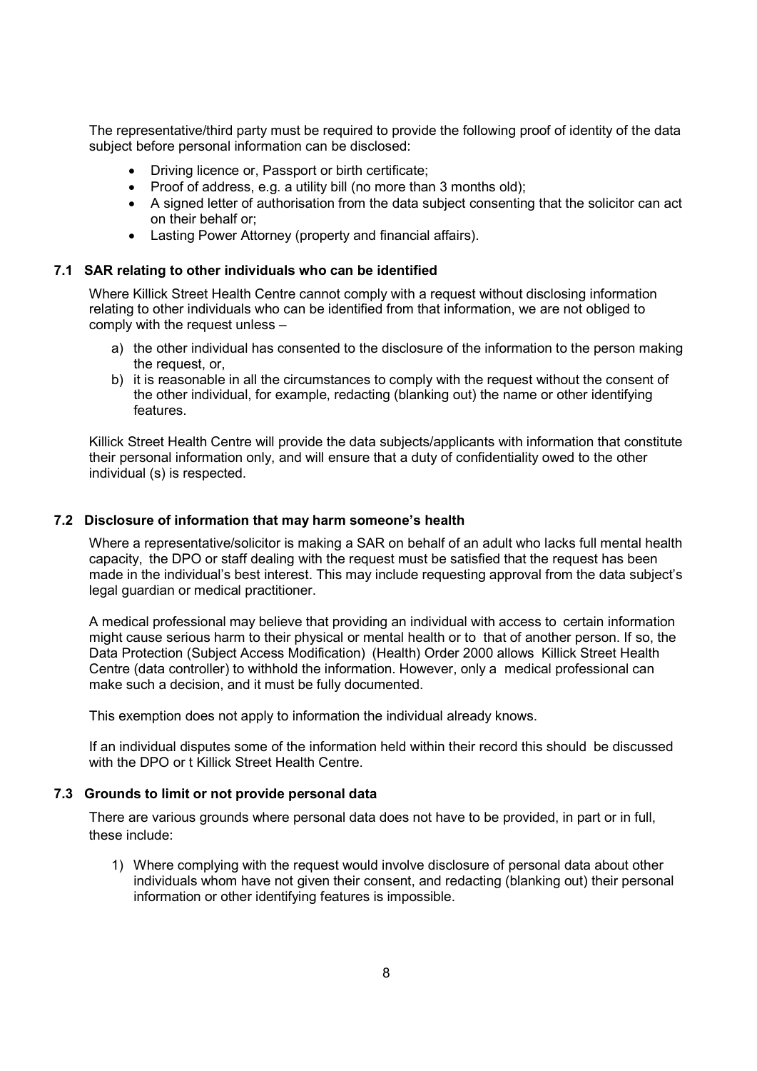The representative/third party must be required to provide the following proof of identity of the data subject before personal information can be disclosed:

- Driving licence or, Passport or birth certificate;
- Proof of address, e.g. a utility bill (no more than 3 months old);
- A signed letter of authorisation from the data subject consenting that the solicitor can act on their behalf or;
- Lasting Power Attorney (property and financial affairs).

### 7.1 SAR relating to other individuals who can be identified

Where Killick Street Health Centre cannot comply with a request without disclosing information relating to other individuals who can be identified from that information, we are not obliged to comply with the request unless –

a) the other individual has consented to the disclosure of the information to the person making the request, or,
b) it is reasonable in all the circumstances to comply with the request without the consent of the other individual, for example, redacting (blanking out) the name or other identifying features.

Killick Street Health Centre will provide the data subjects/applicants with information that constitute their personal information only, and will ensure that a duty of confidentiality owed to the other individual (s) is respected.

### 7.2 Disclosure of information that may harm someone's health

Where a representative/solicitor is making a SAR on behalf of an adult who lacks full mental health capacity, the DPO or staff dealing with the request must be satisfied that the request has been made in the individual's best interest. This may include requesting approval from the data subject's legal guardian or medical practitioner.

A medical professional may believe that providing an individual with access to certain information might cause serious harm to their physical or mental health or to that of another person. If so, the Data Protection (Subject Access Modification) (Health) Order 2000 allows Killick Street Health Centre (data controller) to withhold the information. However, only a medical professional can make such a decision, and it must be fully documented.

This exemption does not apply to information the individual already knows.

If an individual disputes some of the information held within their record this should be discussed with the DPO or t Killick Street Health Centre.

### 7.3 Grounds to limit or not provide personal data

There are various grounds where personal data does not have to be provided, in part or in full, these include:

1) Where complying with the request would involve disclosure of personal data about other individuals whom have not given their consent, and redacting (blanking out) their personal information or other identifying features is impossible.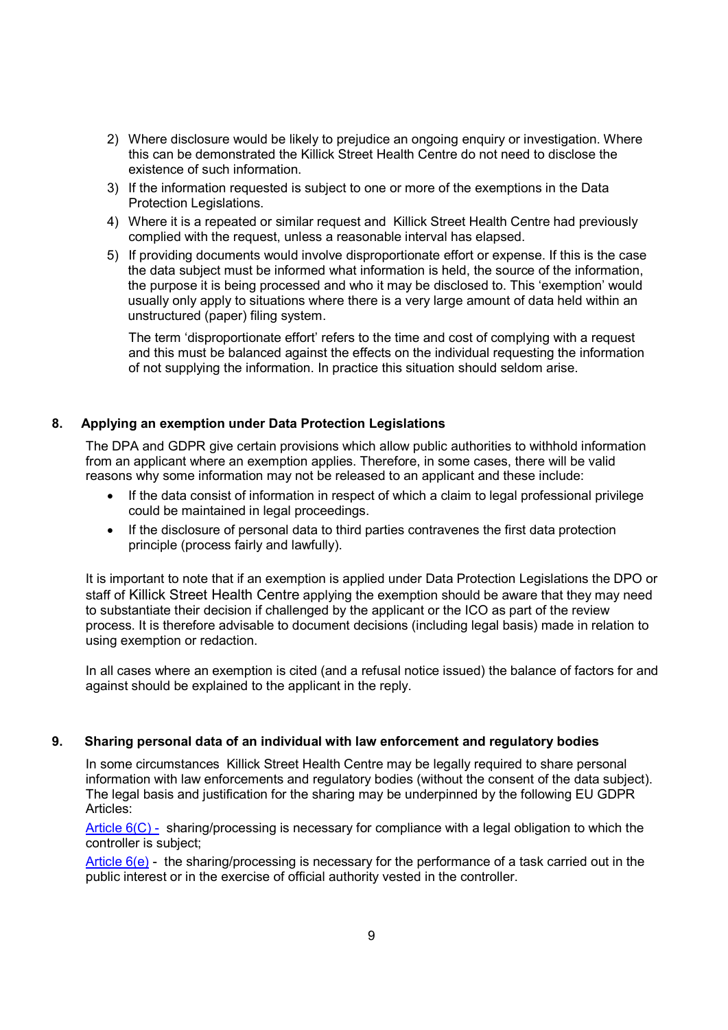2) Where disclosure would be likely to prejudice an ongoing enquiry or investigation. Where this can be demonstrated the Killick Street Health Centre do not need to disclose the existence of such information.
3) If the information requested is subject to one or more of the exemptions in the Data Protection Legislations.
4) Where it is a repeated or similar request and Killick Street Health Centre had previously complied with the request, unless a reasonable interval has elapsed.
5) If providing documents would involve disproportionate effort or expense. If this is the case the data subject must be informed what information is held, the source of the information, the purpose it is being processed and who it may be disclosed to. This 'exemption' would usually only apply to situations where there is a very large amount of data held within an unstructured (paper) filing system.

   The term 'disproportionate effort' refers to the time and cost of complying with a request and this must be balanced against the effects on the individual requesting the information of not supplying the information. In practice this situation should seldom arise.

## 8. Applying an exemption under Data Protection Legislations

The DPA and GDPR give certain provisions which allow public authorities to withhold information from an applicant where an exemption applies. Therefore, in some cases, there will be valid reasons why some information may not be released to an applicant and these include:

- If the data consist of information in respect of which a claim to legal professional privilege could be maintained in legal proceedings.
- If the disclosure of personal data to third parties contravenes the first data protection principle (process fairly and lawfully).

It is important to note that if an exemption is applied under Data Protection Legislations the DPO or staff of Killick Street Health Centre applying the exemption should be aware that they may need to substantiate their decision if challenged by the applicant or the ICO as part of the review process. It is therefore advisable to document decisions (including legal basis) made in relation to using exemption or redaction.

In all cases where an exemption is cited (and a refusal notice issued) the balance of factors for and against should be explained to the applicant in the reply.

## 9. Sharing personal data of an individual with law enforcement and regulatory bodies

In some circumstances Killick Street Health Centre may be legally required to share personal information with law enforcements and regulatory bodies (without the consent of the data subject). The legal basis and justification for the sharing may be underpinned by the following EU GDPR Articles:

Article 6(C) - sharing/processing is necessary for compliance with a legal obligation to which the controller is subject;

Article 6(e) - the sharing/processing is necessary for the performance of a task carried out in the public interest or in the exercise of official authority vested in the controller.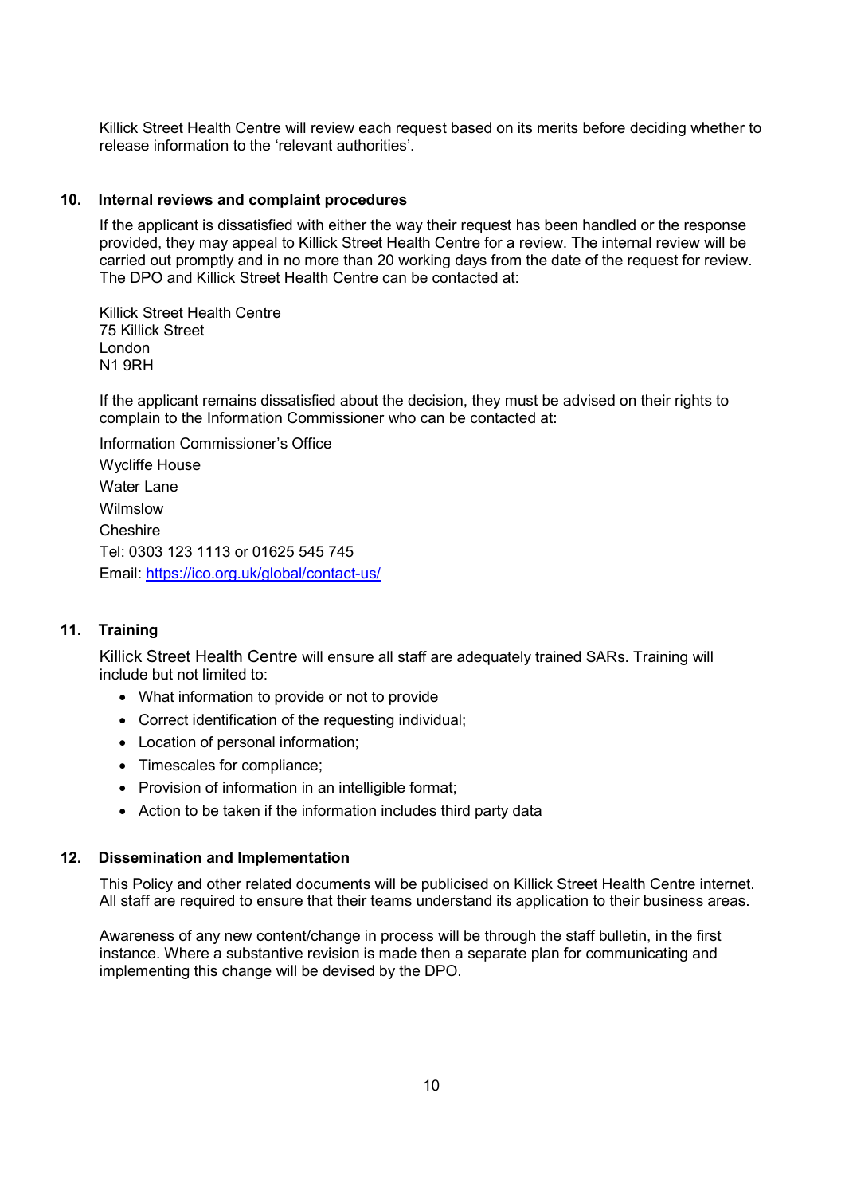Killick Street Health Centre will review each request based on its merits before deciding whether to release information to the 'relevant authorities'.

## 10. Internal reviews and complaint procedures

If the applicant is dissatisfied with either the way their request has been handled or the response provided, they may appeal to Killick Street Health Centre for a review. The internal review will be carried out promptly and in no more than 20 working days from the date of the request for review. The DPO and Killick Street Health Centre can be contacted at:

Killick Street Health Centre
75 Killick Street
London
N1 9RH

If the applicant remains dissatisfied about the decision, they must be advised on their rights to complain to the Information Commissioner who can be contacted at:

Information Commissioner's Office
Wycliffe House
Water Lane
Wilmslow
Cheshire
Tel: 0303 123 1113 or 01625 545 745
Email: https://ico.org.uk/global/contact-us/

## 11. Training

Killick Street Health Centre will ensure all staff are adequately trained SARs. Training will include but not limited to:

- What information to provide or not to provide
- Correct identification of the requesting individual;
- Location of personal information;
- Timescales for compliance;
- Provision of information in an intelligible format;
- Action to be taken if the information includes third party data

## 12. Dissemination and Implementation

This Policy and other related documents will be publicised on Killick Street Health Centre internet. All staff are required to ensure that their teams understand its application to their business areas.

Awareness of any new content/change in process will be through the staff bulletin, in the first instance. Where a substantive revision is made then a separate plan for communicating and implementing this change will be devised by the DPO.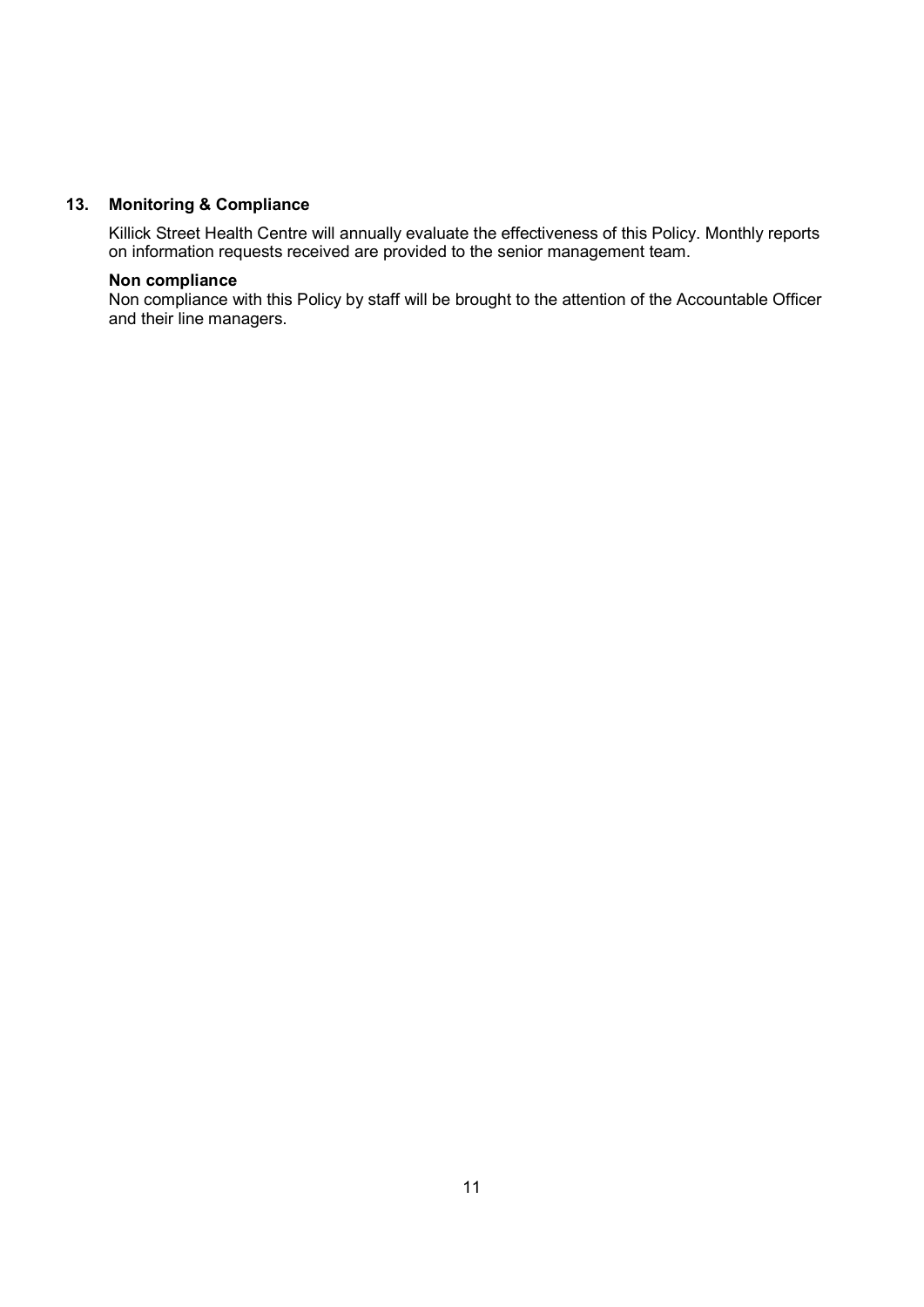## 13. Monitoring & Compliance

Killick Street Health Centre will annually evaluate the effectiveness of this Policy. Monthly reports on information requests received are provided to the senior management team.

**Non compliance**

Non compliance with this Policy by staff will be brought to the attention of the Accountable Officer and their line managers.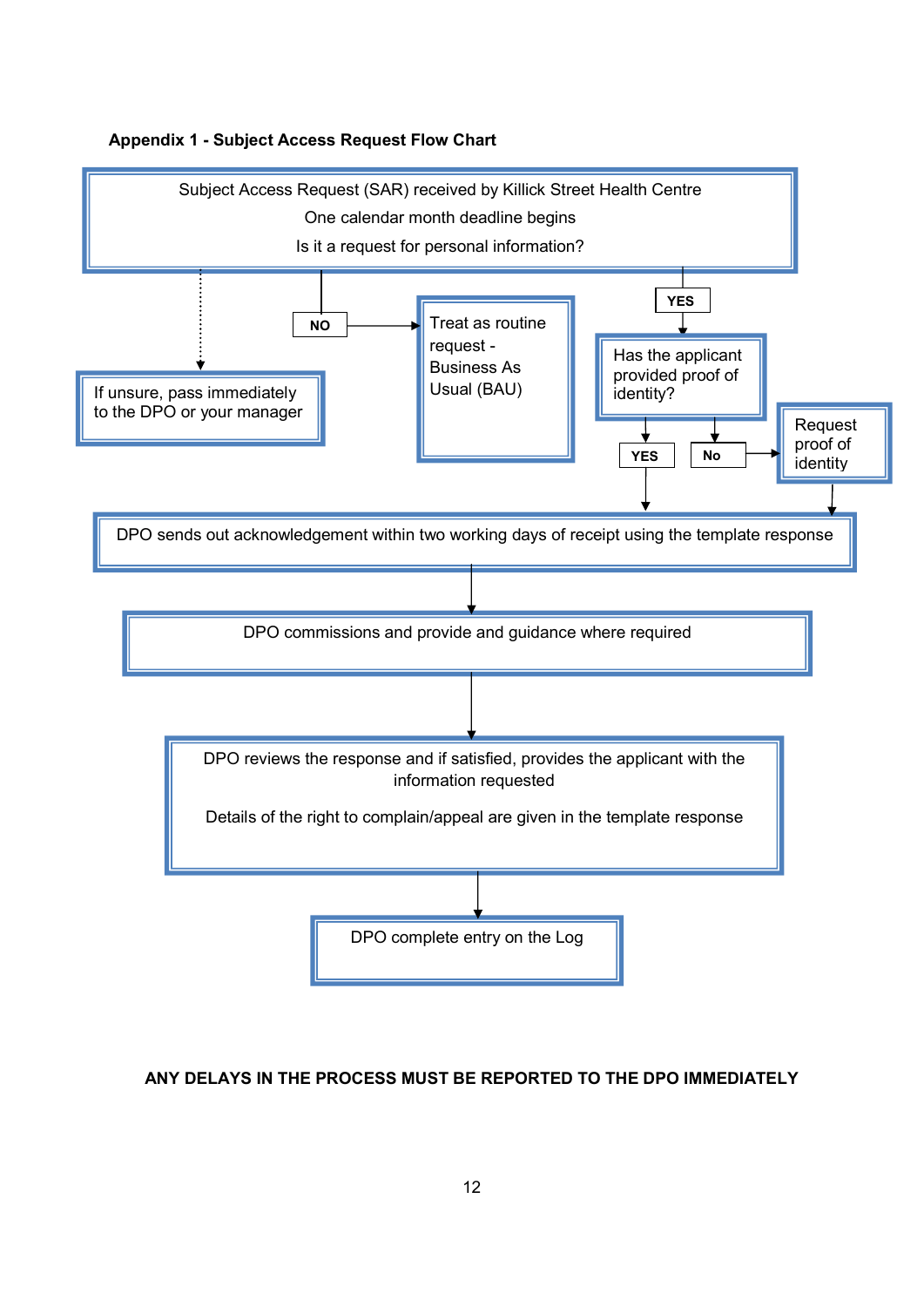**Appendix 1 - Subject Access Request Flow Chart**

Subject Access Request (SAR) received by Killick Street Health Centre

One calendar month deadline begins

Is it a request for personal information?

- If unsure, pass immediately to the DPO or your manager
- **NO** → Treat as routine request - Business As Usual (BAU)
- **YES** → Has the applicant provided proof of identity?
  - **YES** → DPO sends out acknowledgement within two working days of receipt using the template response
  - **No** → Request proof of identity → DPO sends out acknowledgement within two working days of receipt using the template response

DPO sends out acknowledgement within two working days of receipt using the template response

↓

DPO commissions and provide and guidance where required

↓

DPO reviews the response and if satisfied, provides the applicant with the information requested

Details of the right to complain/appeal are given in the template response

↓

DPO complete entry on the Log

**ANY DELAYS IN THE PROCESS MUST BE REPORTED TO THE DPO IMMEDIATELY**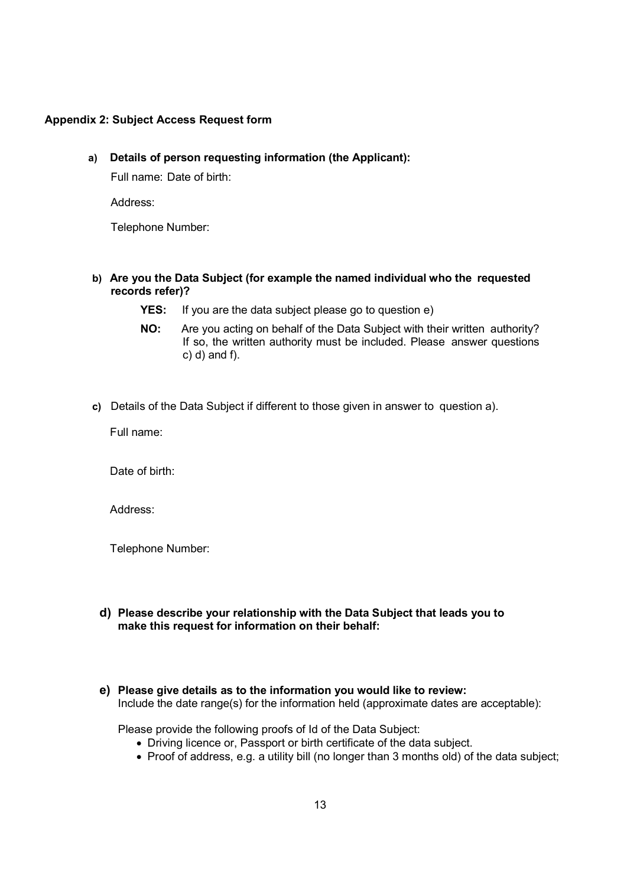**Appendix 2: Subject Access Request form**

**a) Details of person requesting information (the Applicant):**

Full name: Date of birth:

Address:

Telephone Number:

**b) Are you the Data Subject (for example the named individual who the requested records refer)?**

**YES:** If you are the data subject please go to question e)

**NO:** Are you acting on behalf of the Data Subject with their written authority? If so, the written authority must be included. Please answer questions c) d) and f).

**c)** Details of the Data Subject if different to those given in answer to question a).

Full name:

Date of birth:

Address:

Telephone Number:

**d) Please describe your relationship with the Data Subject that leads you to make this request for information on their behalf:**

**e) Please give details as to the information you would like to review:**
Include the date range(s) for the information held (approximate dates are acceptable):

Please provide the following proofs of Id of the Data Subject:

- Driving licence or, Passport or birth certificate of the data subject.
- Proof of address, e.g. a utility bill (no longer than 3 months old) of the data subject;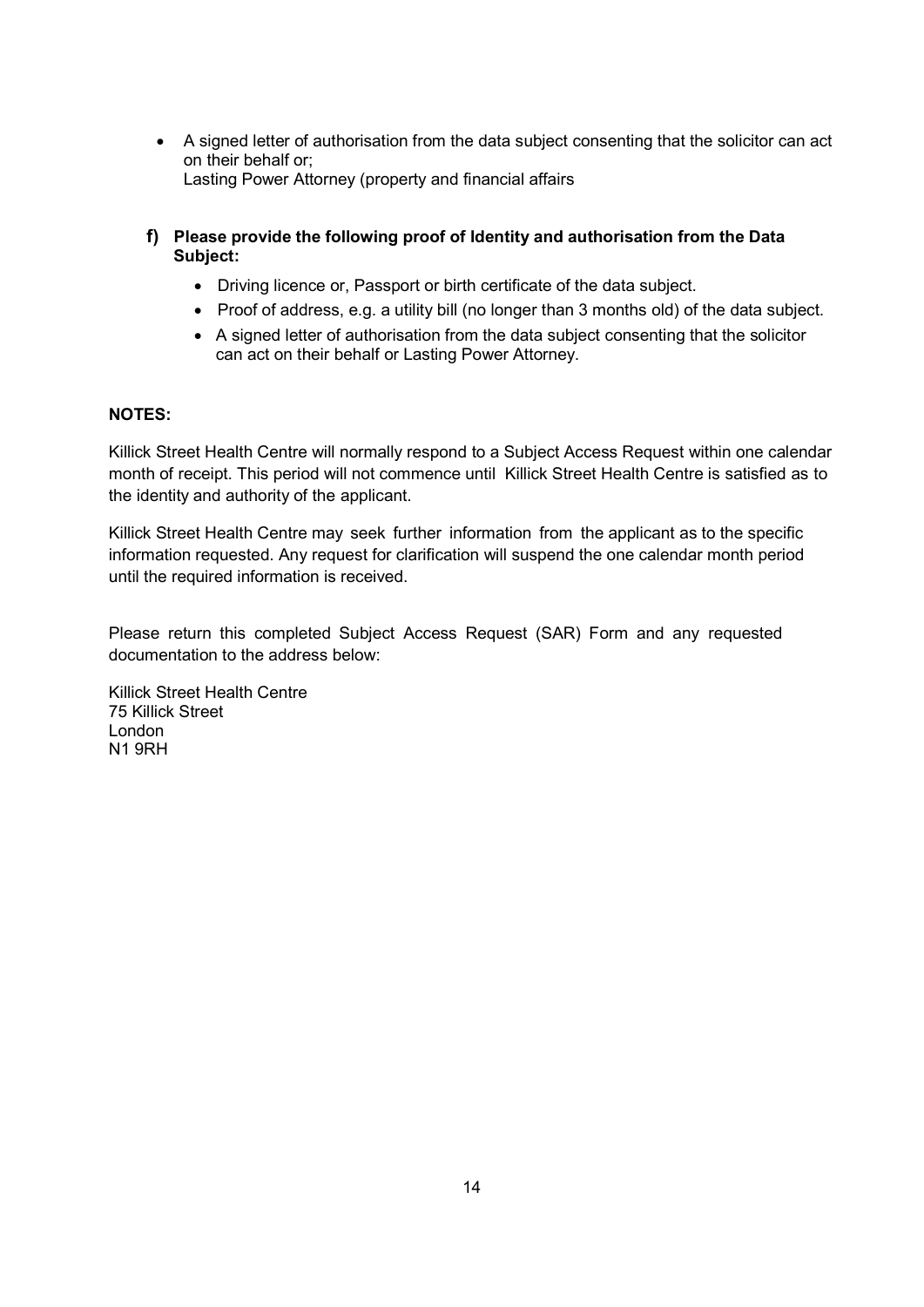- A signed letter of authorisation from the data subject consenting that the solicitor can act on their behalf or;
  Lasting Power Attorney (property and financial affairs

**f) Please provide the following proof of Identity and authorisation from the Data Subject:**

- Driving licence or, Passport or birth certificate of the data subject.
- Proof of address, e.g. a utility bill (no longer than 3 months old) of the data subject.
- A signed letter of authorisation from the data subject consenting that the solicitor can act on their behalf or Lasting Power Attorney.

**NOTES:**

Killick Street Health Centre will normally respond to a Subject Access Request within one calendar month of receipt. This period will not commence until Killick Street Health Centre is satisfied as to the identity and authority of the applicant.

Killick Street Health Centre may seek further information from the applicant as to the specific information requested. Any request for clarification will suspend the one calendar month period until the required information is received.

Please return this completed Subject Access Request (SAR) Form and any requested documentation to the address below:

Killick Street Health Centre
75 Killick Street
London
N1 9RH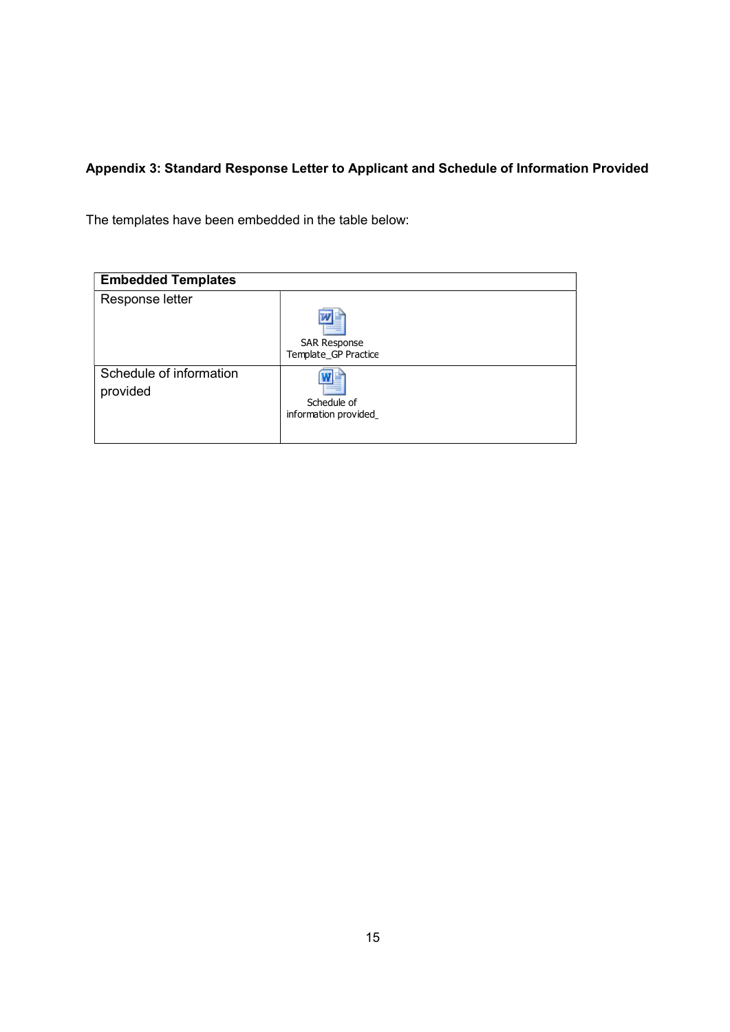**Appendix 3: Standard Response Letter to Applicant and Schedule of Information Provided**

The templates have been embedded in the table below:

| Embedded Templates | |
|---|---|
| Response letter | SAR Response Template_GP Practice |
| Schedule of information provided | Schedule of information provided_ |